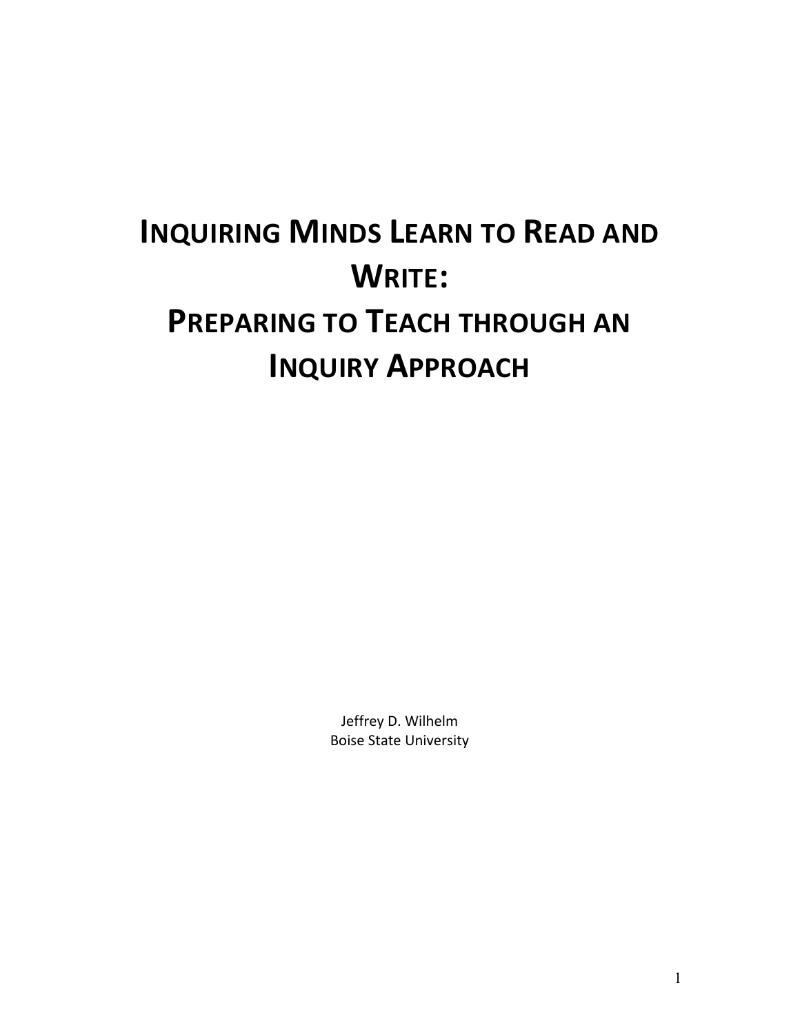# Inquiring Minds Learn to Read and Write: Preparing to Teach through an Inquiry Approach

Jeffrey D. Wilhelm
Boise State University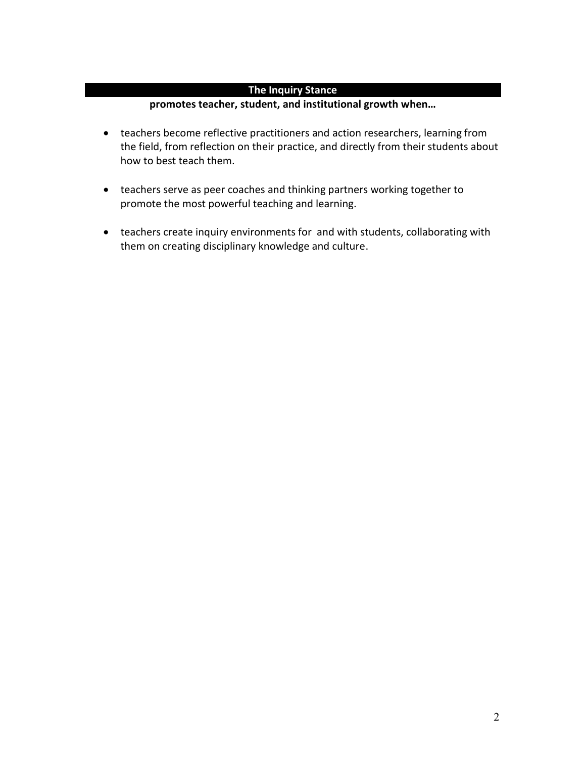## The Inquiry Stance

**promotes teacher, student, and institutional growth when…**

- teachers become reflective practitioners and action researchers, learning from the field, from reflection on their practice, and directly from their students about how to best teach them.

- teachers serve as peer coaches and thinking partners working together to promote the most powerful teaching and learning.

- teachers create inquiry environments for and with students, collaborating with them on creating disciplinary knowledge and culture.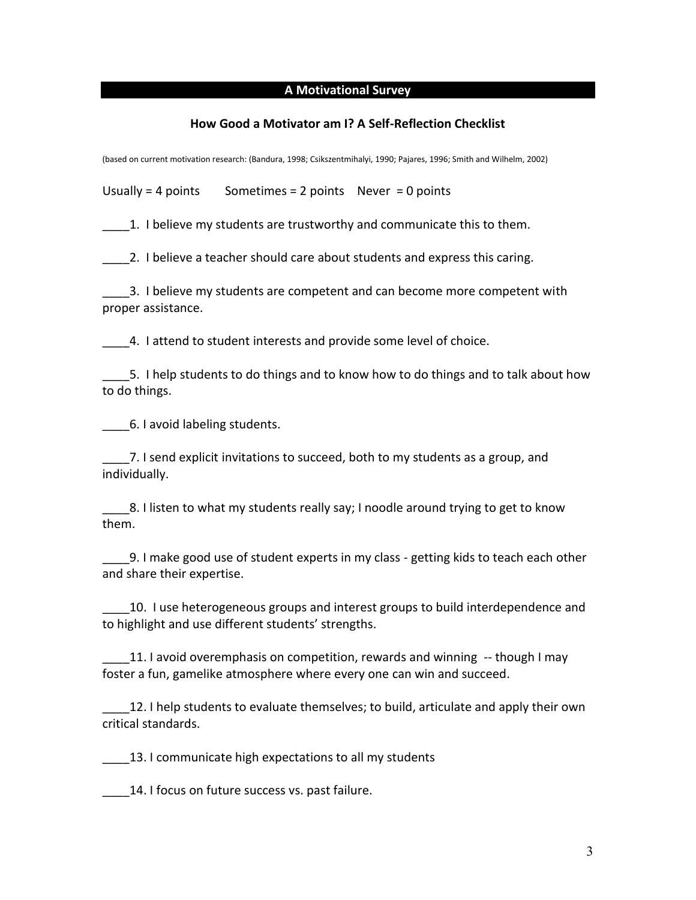## A Motivational Survey

### How Good a Motivator am I? A Self-Reflection Checklist

(based on current motivation research: (Bandura, 1998; Csikszentmihalyi, 1990; Pajares, 1996; Smith and Wilhelm, 2002)

Usually = 4 points    Sometimes = 2 points    Never = 0 points

____1. I believe my students are trustworthy and communicate this to them.

____2. I believe a teacher should care about students and express this caring.

____3. I believe my students are competent and can become more competent with proper assistance.

____4. I attend to student interests and provide some level of choice.

____5. I help students to do things and to know how to do things and to talk about how to do things.

____6. I avoid labeling students.

____7. I send explicit invitations to succeed, both to my students as a group, and individually.

____8. I listen to what my students really say; I noodle around trying to get to know them.

____9. I make good use of student experts in my class - getting kids to teach each other and share their expertise.

____10. I use heterogeneous groups and interest groups to build interdependence and to highlight and use different students' strengths.

____11. I avoid overemphasis on competition, rewards and winning -- though I may foster a fun, gamelike atmosphere where every one can win and succeed.

____12. I help students to evaluate themselves; to build, articulate and apply their own critical standards.

____13. I communicate high expectations to all my students

____14. I focus on future success vs. past failure.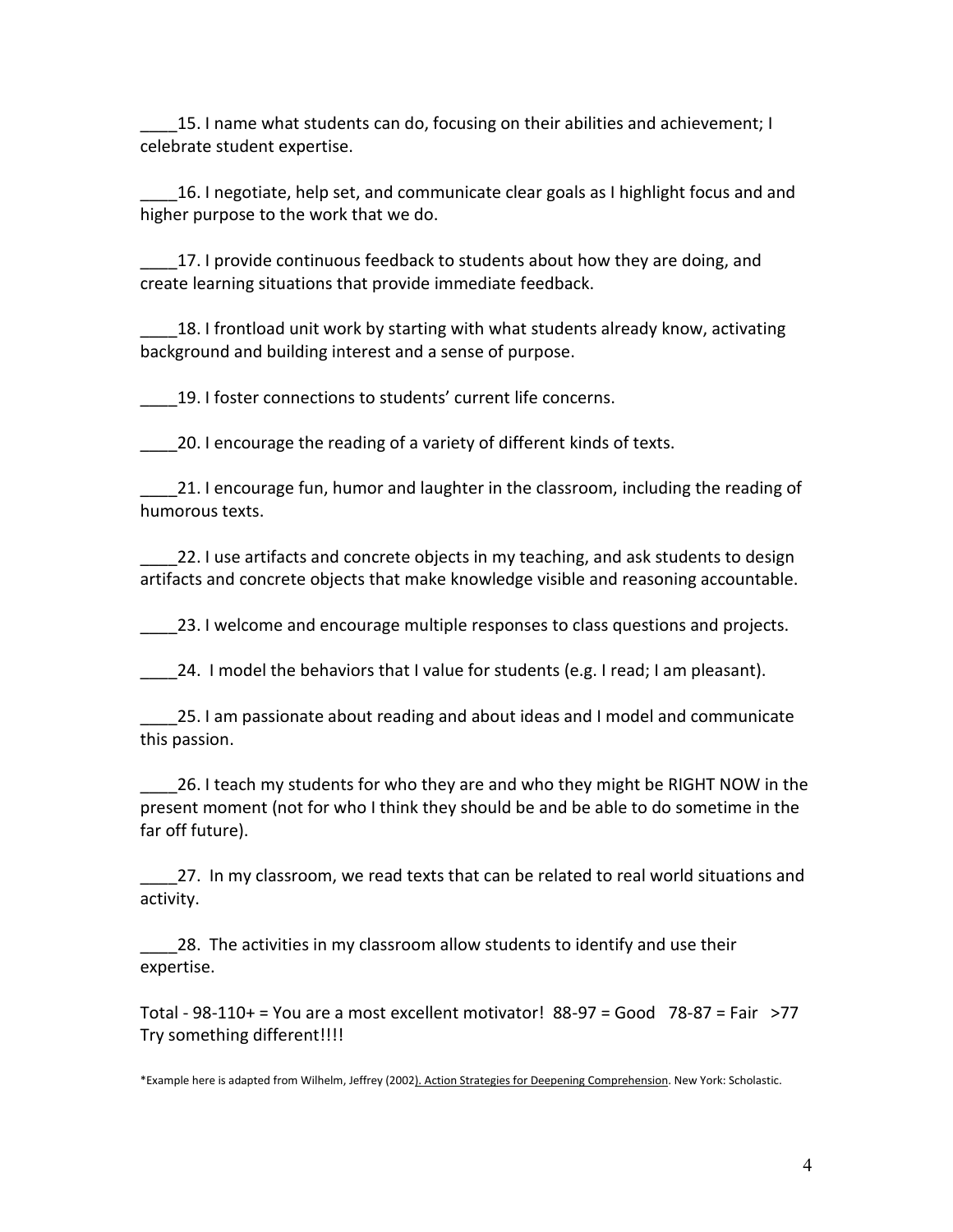____15. I name what students can do, focusing on their abilities and achievement; I celebrate student expertise.

____16. I negotiate, help set, and communicate clear goals as I highlight focus and and higher purpose to the work that we do.

____17. I provide continuous feedback to students about how they are doing, and create learning situations that provide immediate feedback.

____18. I frontload unit work by starting with what students already know, activating background and building interest and a sense of purpose.

____19. I foster connections to students' current life concerns.

____20. I encourage the reading of a variety of different kinds of texts.

____21. I encourage fun, humor and laughter in the classroom, including the reading of humorous texts.

____22. I use artifacts and concrete objects in my teaching, and ask students to design artifacts and concrete objects that make knowledge visible and reasoning accountable.

____23. I welcome and encourage multiple responses to class questions and projects.

____24. I model the behaviors that I value for students (e.g. I read; I am pleasant).

____25. I am passionate about reading and about ideas and I model and communicate this passion.

____26. I teach my students for who they are and who they might be RIGHT NOW in the present moment (not for who I think they should be and be able to do sometime in the far off future).

____27. In my classroom, we read texts that can be related to real world situations and activity.

____28. The activities in my classroom allow students to identify and use their expertise.

Total - 98-110+ = You are a most excellent motivator! 88-97 = Good 78-87 = Fair >77 Try something different!!!!

*Example here is adapted from Wilhelm, Jeffrey (2002). Action Strategies for Deepening Comprehension. New York: Scholastic.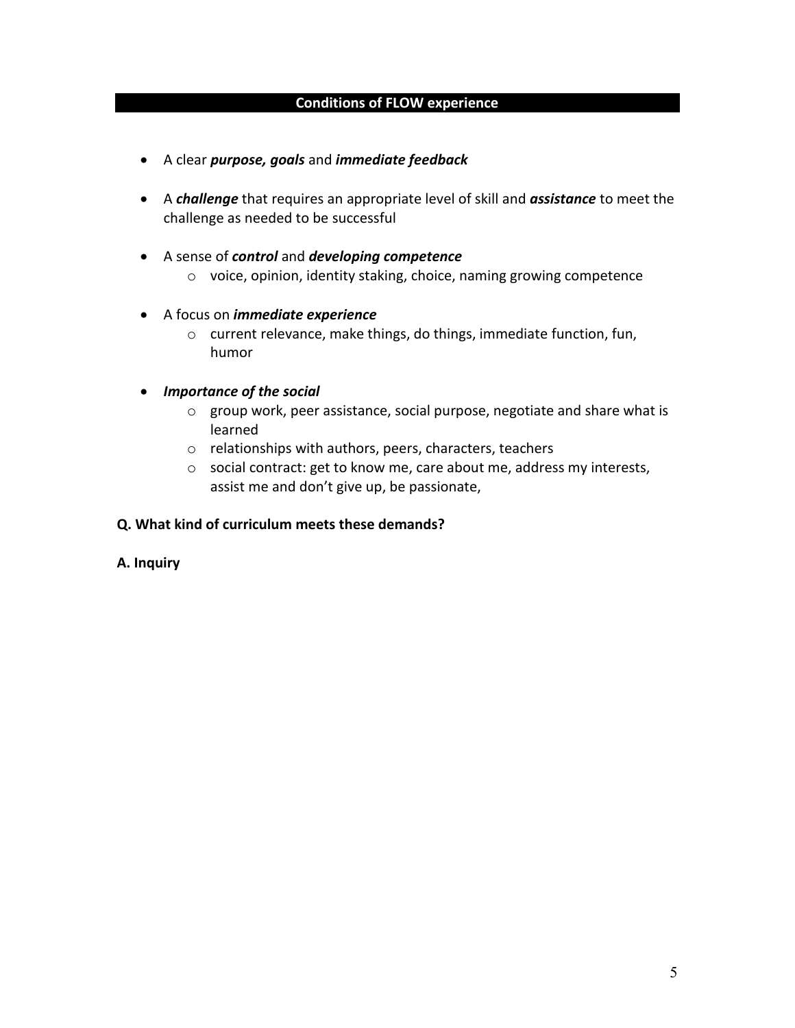## Conditions of FLOW experience

- A clear ***purpose, goals*** and ***immediate feedback***

- A ***challenge*** that requires an appropriate level of skill and ***assistance*** to meet the challenge as needed to be successful

- A sense of ***control*** and ***developing competence***
  - voice, opinion, identity staking, choice, naming growing competence

- A focus on ***immediate experience***
  - current relevance, make things, do things, immediate function, fun, humor

- ***Importance of the social***
  - group work, peer assistance, social purpose, negotiate and share what is learned
  - relationships with authors, peers, characters, teachers
  - social contract: get to know me, care about me, address my interests, assist me and don't give up, be passionate,

**Q. What kind of curriculum meets these demands?**

**A. Inquiry**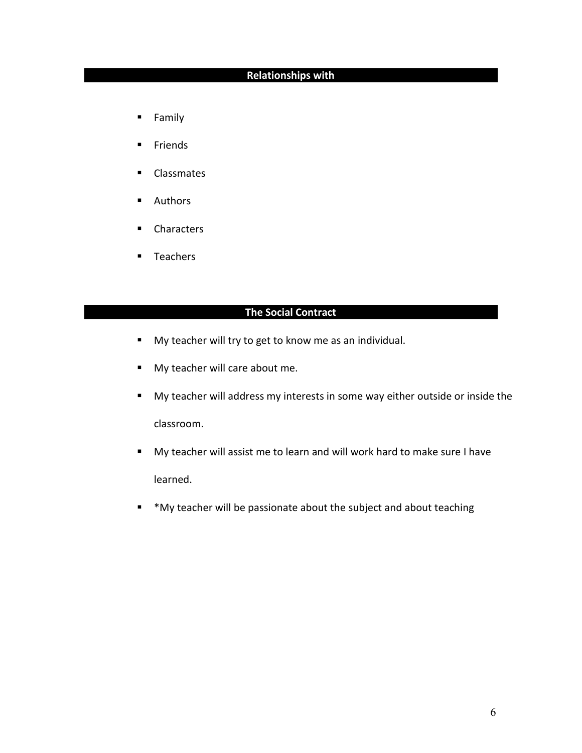## Relationships with

- Family
- Friends
- Classmates
- Authors
- Characters
- Teachers

## The Social Contract

- My teacher will try to get to know me as an individual.
- My teacher will care about me.
- My teacher will address my interests in some way either outside or inside the classroom.
- My teacher will assist me to learn and will work hard to make sure I have learned.
- *My teacher will be passionate about the subject and about teaching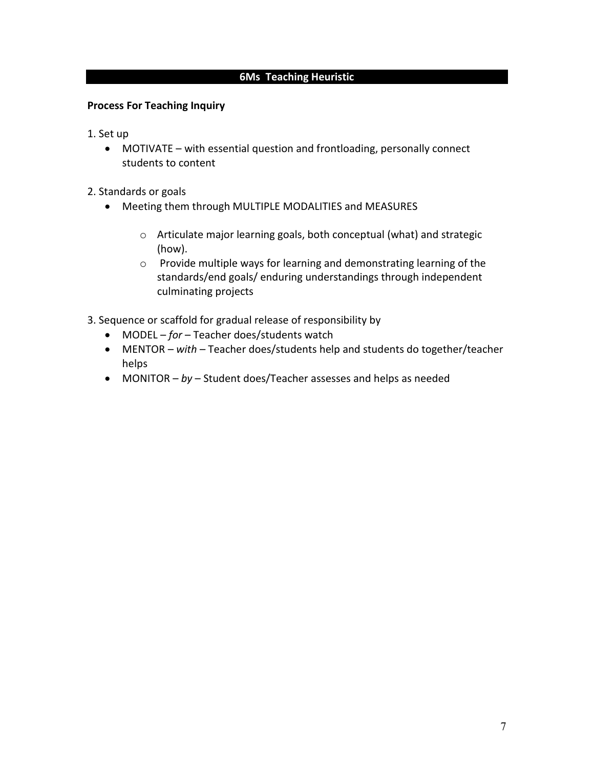## 6Ms Teaching Heuristic

**Process For Teaching Inquiry**

1. Set up
    - MOTIVATE – with essential question and frontloading, personally connect students to content

2. Standards or goals
    - Meeting them through MULTIPLE MODALITIES and MEASURES
        - Articulate major learning goals, both conceptual (what) and strategic (how).
        - Provide multiple ways for learning and demonstrating learning of the standards/end goals/ enduring understandings through independent culminating projects

3. Sequence or scaffold for gradual release of responsibility by
    - MODEL – *for* – Teacher does/students watch
    - MENTOR – *with* – Teacher does/students help and students do together/teacher helps
    - MONITOR – *by* – Student does/Teacher assesses and helps as needed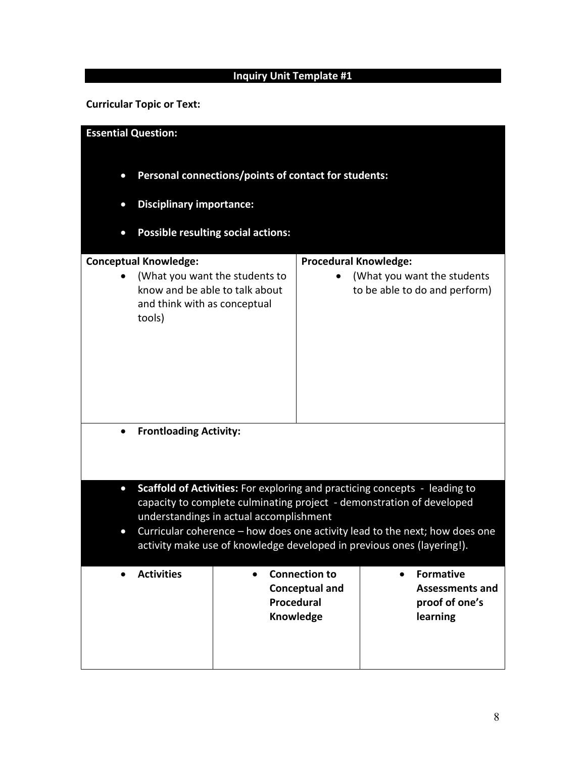## Inquiry Unit Template #1

**Curricular Topic or Text:**

**Essential Question:**

- **Personal connections/points of contact for students:**
- **Disciplinary importance:**
- **Possible resulting social actions:**

| **Conceptual Knowledge:** | **Procedural Knowledge:** |
|---|---|
| • (What you want the students to know and be able to talk about and think with as conceptual tools) | • (What you want the students to be able to do and perform) |

- **Frontloading Activity:**

- **Scaffold of Activities:** For exploring and practicing concepts - leading to capacity to complete culminating project - demonstration of developed understandings in actual accomplishment
- Curricular coherence – how does one activity lead to the next; how does one activity make use of knowledge developed in previous ones (layering!).

| • **Activities** | • **Connection to Conceptual and Procedural Knowledge** | • **Formative Assessments and proof of one's learning** |
|---|---|---|
| | | |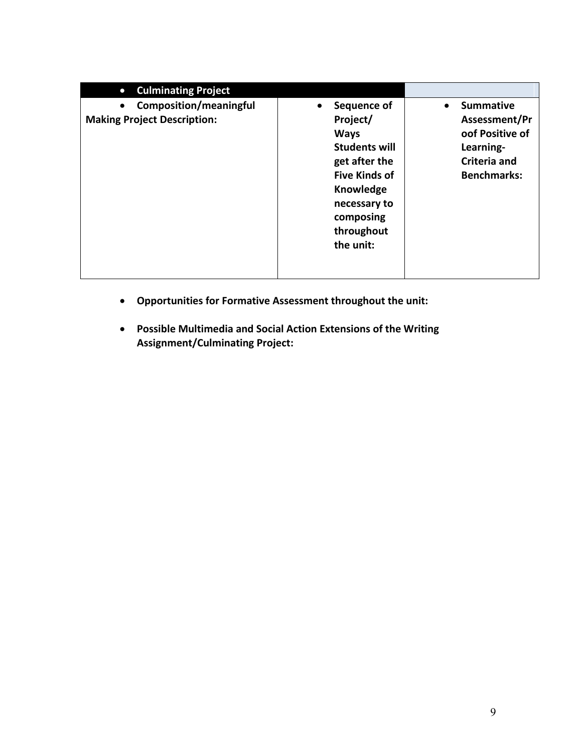| • **Culminating Project** | | |
|---|---|---|
| • **Composition/meaningful Making Project Description:** | • **Sequence of Project/ Ways Students will get after the Five Kinds of Knowledge necessary to composing throughout the unit:** | • **Summative Assessment/Proof Positive of Learning-Criteria and Benchmarks:** |

- **Opportunities for Formative Assessment throughout the unit:**

- **Possible Multimedia and Social Action Extensions of the Writing Assignment/Culminating Project:**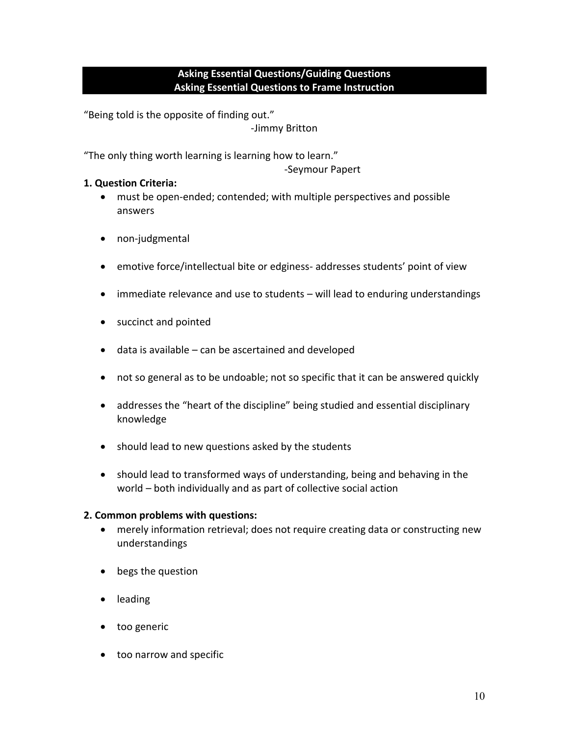## Asking Essential Questions/Guiding Questions
## Asking Essential Questions to Frame Instruction

"Being told is the opposite of finding out."

-Jimmy Britton

"The only thing worth learning is learning how to learn."

-Seymour Papert

**1. Question Criteria:**

- must be open-ended; contended; with multiple perspectives and possible answers
- non-judgmental
- emotive force/intellectual bite or edginess- addresses students' point of view
- immediate relevance and use to students – will lead to enduring understandings
- succinct and pointed
- data is available – can be ascertained and developed
- not so general as to be undoable; not so specific that it can be answered quickly
- addresses the "heart of the discipline" being studied and essential disciplinary knowledge
- should lead to new questions asked by the students
- should lead to transformed ways of understanding, being and behaving in the world – both individually and as part of collective social action

**2. Common problems with questions:**

- merely information retrieval; does not require creating data or constructing new understandings
- begs the question
- leading
- too generic
- too narrow and specific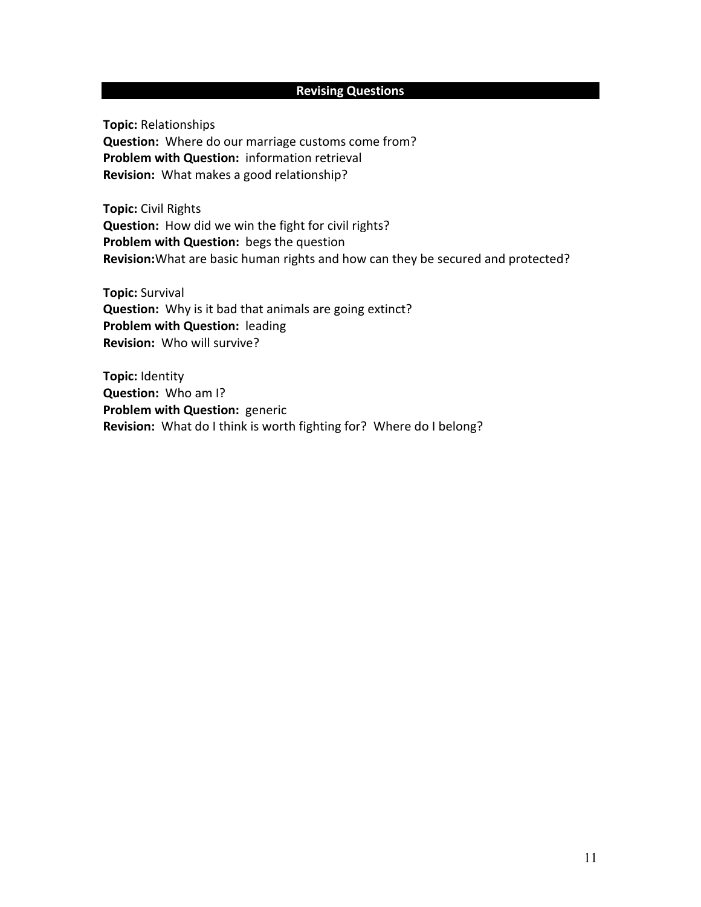## Revising Questions

**Topic:** Relationships
**Question:** Where do our marriage customs come from?
**Problem with Question:** information retrieval
**Revision:** What makes a good relationship?

**Topic:** Civil Rights
**Question:** How did we win the fight for civil rights?
**Problem with Question:** begs the question
**Revision:** What are basic human rights and how can they be secured and protected?

**Topic:** Survival
**Question:** Why is it bad that animals are going extinct?
**Problem with Question:** leading
**Revision:** Who will survive?

**Topic:** Identity
**Question:** Who am I?
**Problem with Question:** generic
**Revision:** What do I think is worth fighting for? Where do I belong?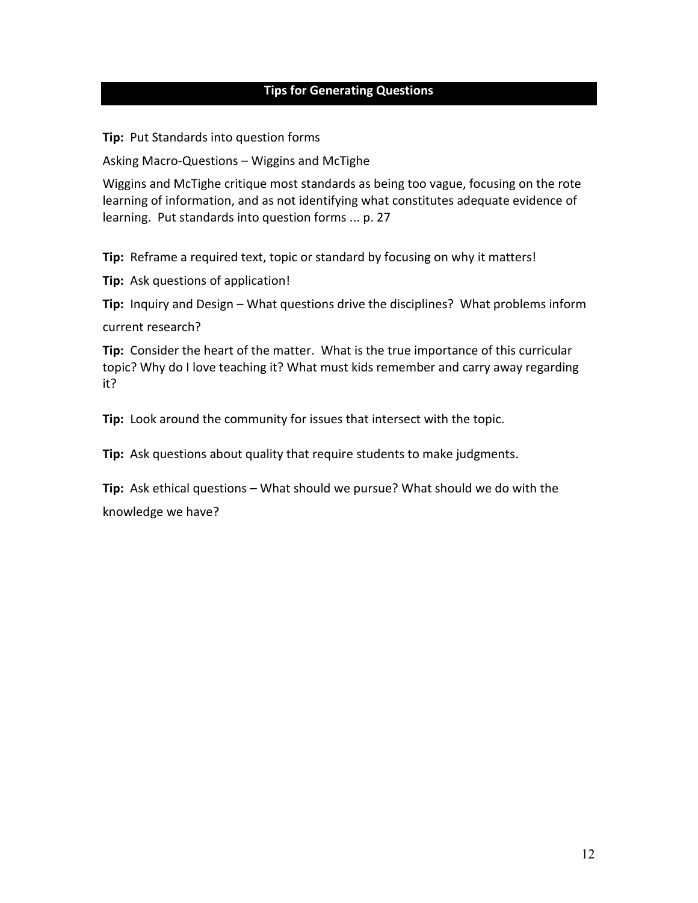## Tips for Generating Questions

**Tip:** Put Standards into question forms

Asking Macro-Questions – Wiggins and McTighe

Wiggins and McTighe critique most standards as being too vague, focusing on the rote learning of information, and as not identifying what constitutes adequate evidence of learning. Put standards into question forms ... p. 27

**Tip:** Reframe a required text, topic or standard by focusing on why it matters!

**Tip:** Ask questions of application!

**Tip:** Inquiry and Design – What questions drive the disciplines? What problems inform current research?

**Tip:** Consider the heart of the matter. What is the true importance of this curricular topic? Why do I love teaching it? What must kids remember and carry away regarding it?

**Tip:** Look around the community for issues that intersect with the topic.

**Tip:** Ask questions about quality that require students to make judgments.

**Tip:** Ask ethical questions – What should we pursue? What should we do with the knowledge we have?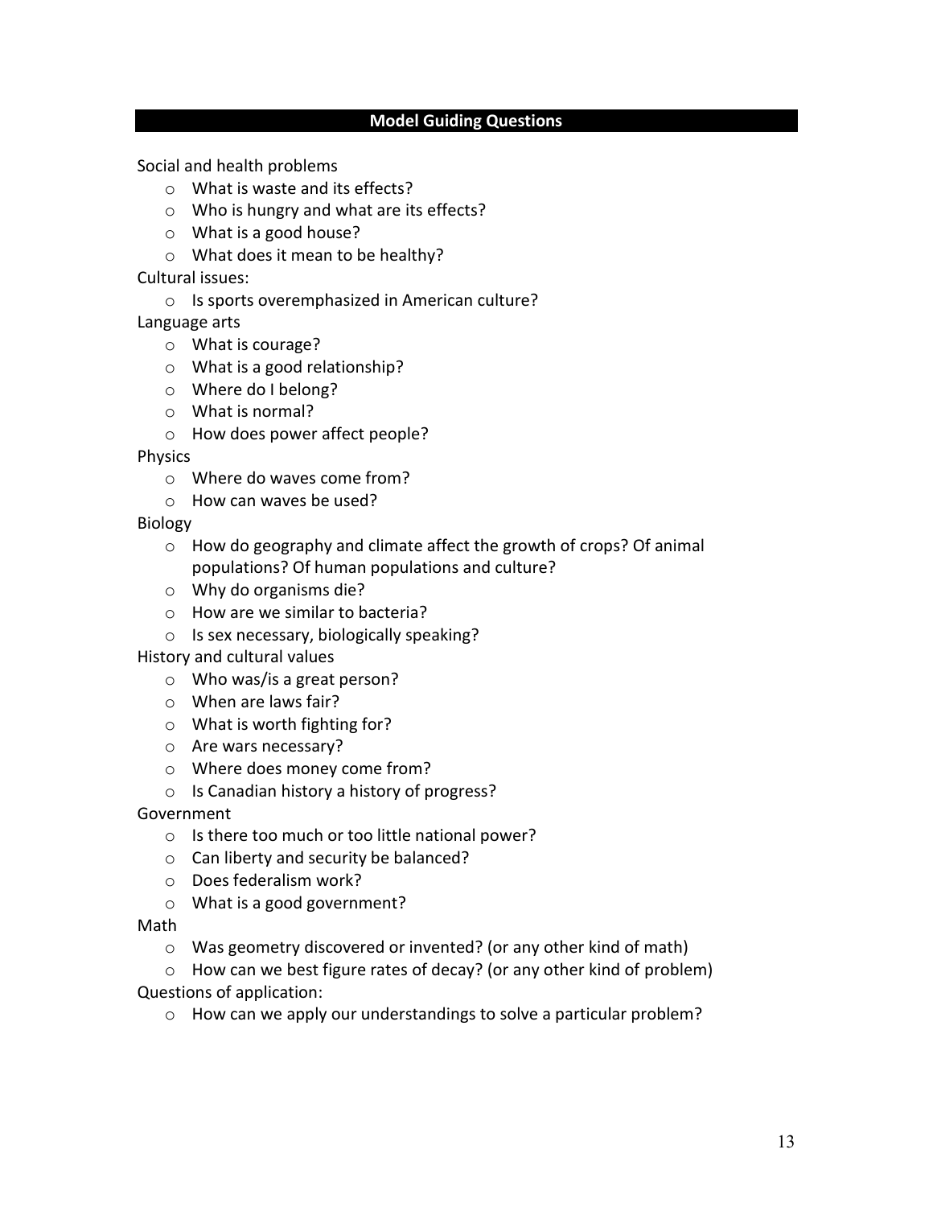## Model Guiding Questions

Social and health problems

- What is waste and its effects?
- Who is hungry and what are its effects?
- What is a good house?
- What does it mean to be healthy?

Cultural issues:

- Is sports overemphasized in American culture?

Language arts

- What is courage?
- What is a good relationship?
- Where do I belong?
- What is normal?
- How does power affect people?

Physics

- Where do waves come from?
- How can waves be used?

Biology

- How do geography and climate affect the growth of crops? Of animal populations? Of human populations and culture?
- Why do organisms die?
- How are we similar to bacteria?
- Is sex necessary, biologically speaking?

History and cultural values

- Who was/is a great person?
- When are laws fair?
- What is worth fighting for?
- Are wars necessary?
- Where does money come from?
- Is Canadian history a history of progress?

Government

- Is there too much or too little national power?
- Can liberty and security be balanced?
- Does federalism work?
- What is a good government?

Math

- Was geometry discovered or invented? (or any other kind of math)
- How can we best figure rates of decay? (or any other kind of problem)

Questions of application:

- How can we apply our understandings to solve a particular problem?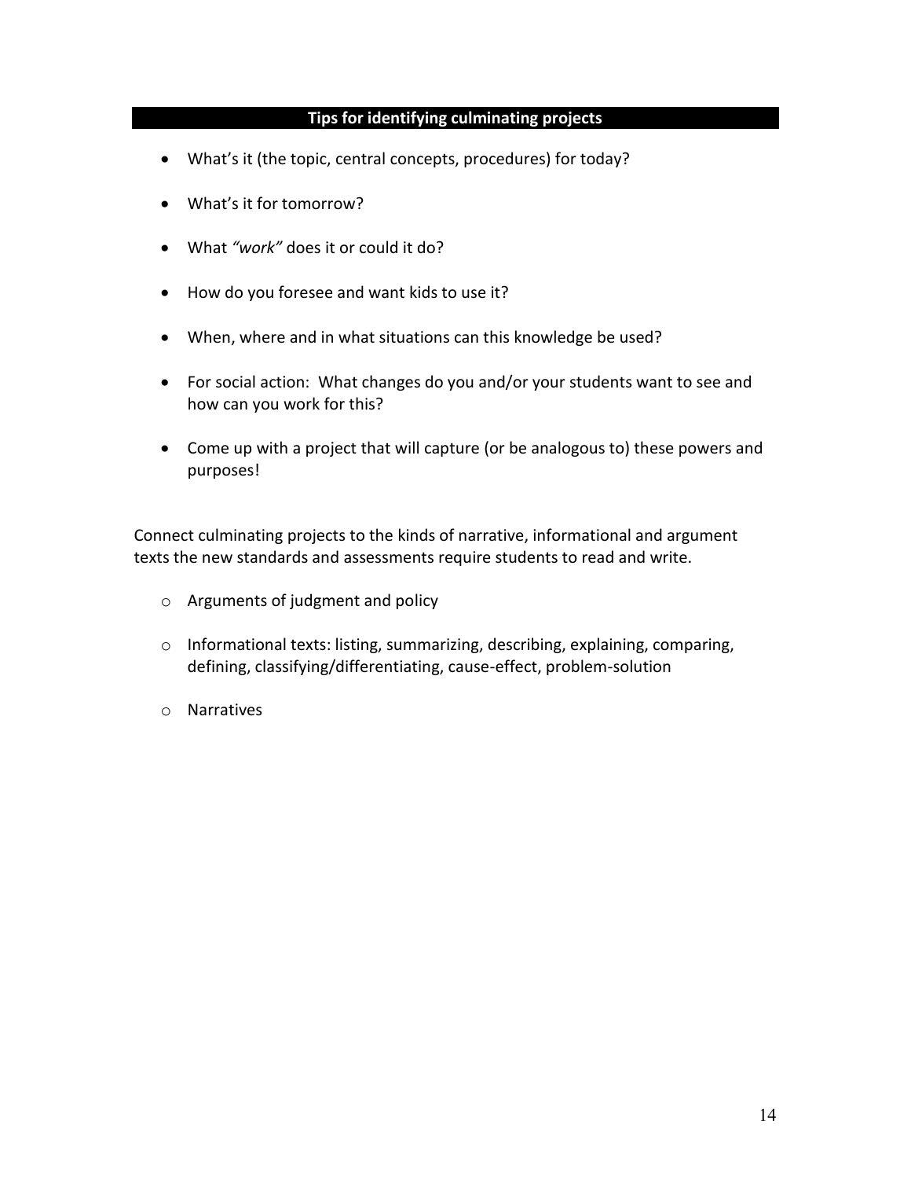## Tips for identifying culminating projects

- What's it (the topic, central concepts, procedures) for today?
- What's it for tomorrow?
- What *"work"* does it or could it do?
- How do you foresee and want kids to use it?
- When, where and in what situations can this knowledge be used?
- For social action: What changes do you and/or your students want to see and how can you work for this?
- Come up with a project that will capture (or be analogous to) these powers and purposes!

Connect culminating projects to the kinds of narrative, informational and argument texts the new standards and assessments require students to read and write.

- Arguments of judgment and policy
- Informational texts: listing, summarizing, describing, explaining, comparing, defining, classifying/differentiating, cause-effect, problem-solution
- Narratives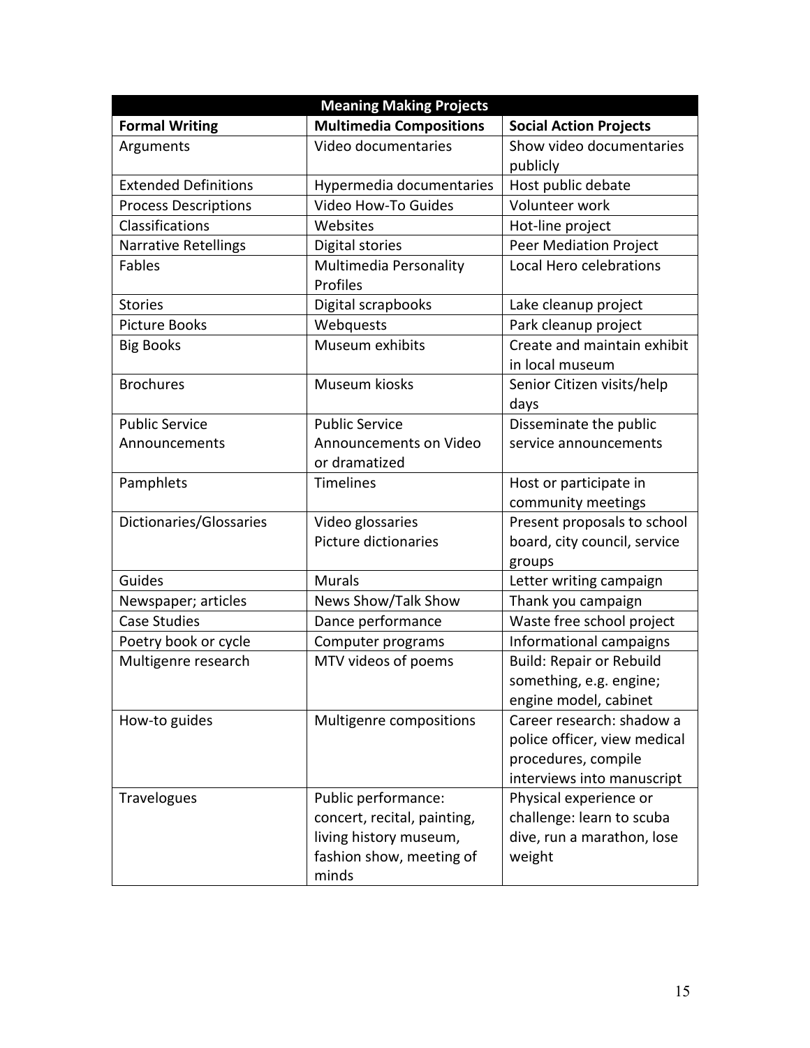| Meaning Making Projects | | |
|---|---|---|
| **Formal Writing** | **Multimedia Compositions** | **Social Action Projects** |
| Arguments | Video documentaries | Show video documentaries publicly |
| Extended Definitions | Hypermedia documentaries | Host public debate |
| Process Descriptions | Video How-To Guides | Volunteer work |
| Classifications | Websites | Hot-line project |
| Narrative Retellings | Digital stories | Peer Mediation Project |
| Fables | Multimedia Personality Profiles | Local Hero celebrations |
| Stories | Digital scrapbooks | Lake cleanup project |
| Picture Books | Webquests | Park cleanup project |
| Big Books | Museum exhibits | Create and maintain exhibit in local museum |
| Brochures | Museum kiosks | Senior Citizen visits/help days |
| Public Service Announcements | Public Service Announcements on Video or dramatized | Disseminate the public service announcements |
| Pamphlets | Timelines | Host or participate in community meetings |
| Dictionaries/Glossaries | Video glossaries<br>Picture dictionaries | Present proposals to school board, city council, service groups |
| Guides | Murals | Letter writing campaign |
| Newspaper; articles | News Show/Talk Show | Thank you campaign |
| Case Studies | Dance performance | Waste free school project |
| Poetry book or cycle | Computer programs | Informational campaigns |
| Multigenre research | MTV videos of poems | Build: Repair or Rebuild something, e.g. engine; engine model, cabinet |
| How-to guides | Multigenre compositions | Career research: shadow a police officer, view medical procedures, compile interviews into manuscript |
| Travelogues | Public performance: concert, recital, painting, living history museum, fashion show, meeting of minds | Physical experience or challenge: learn to scuba dive, run a marathon, lose weight |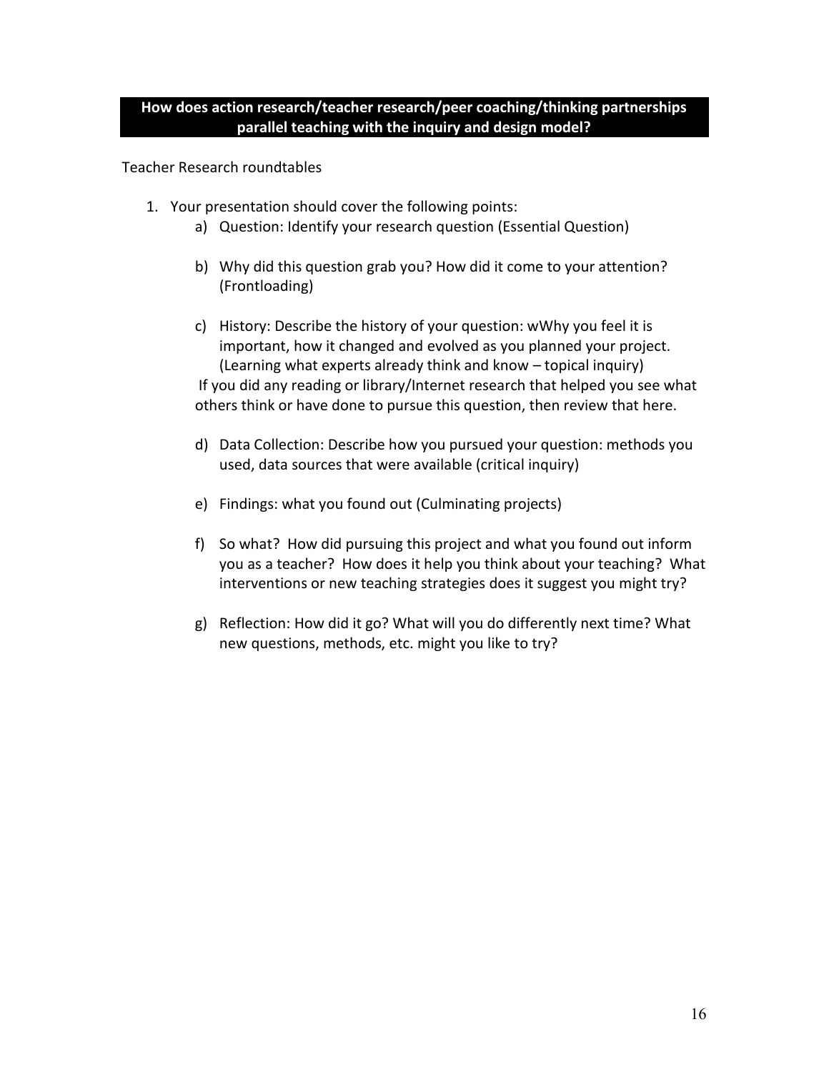**How does action research/teacher research/peer coaching/thinking partnerships parallel teaching with the inquiry and design model?**

Teacher Research roundtables

1. Your presentation should cover the following points:
    a) Question: Identify your research question (Essential Question)

    b) Why did this question grab you? How did it come to your attention? (Frontloading)

    c) History: Describe the history of your question: wWhy you feel it is important, how it changed and evolved as you planned your project. (Learning what experts already think and know – topical inquiry)
    If you did any reading or library/Internet research that helped you see what others think or have done to pursue this question, then review that here.

    d) Data Collection: Describe how you pursued your question: methods you used, data sources that were available (critical inquiry)

    e) Findings: what you found out (Culminating projects)

    f) So what? How did pursuing this project and what you found out inform you as a teacher? How does it help you think about your teaching? What interventions or new teaching strategies does it suggest you might try?

    g) Reflection: How did it go? What will you do differently next time? What new questions, methods, etc. might you like to try?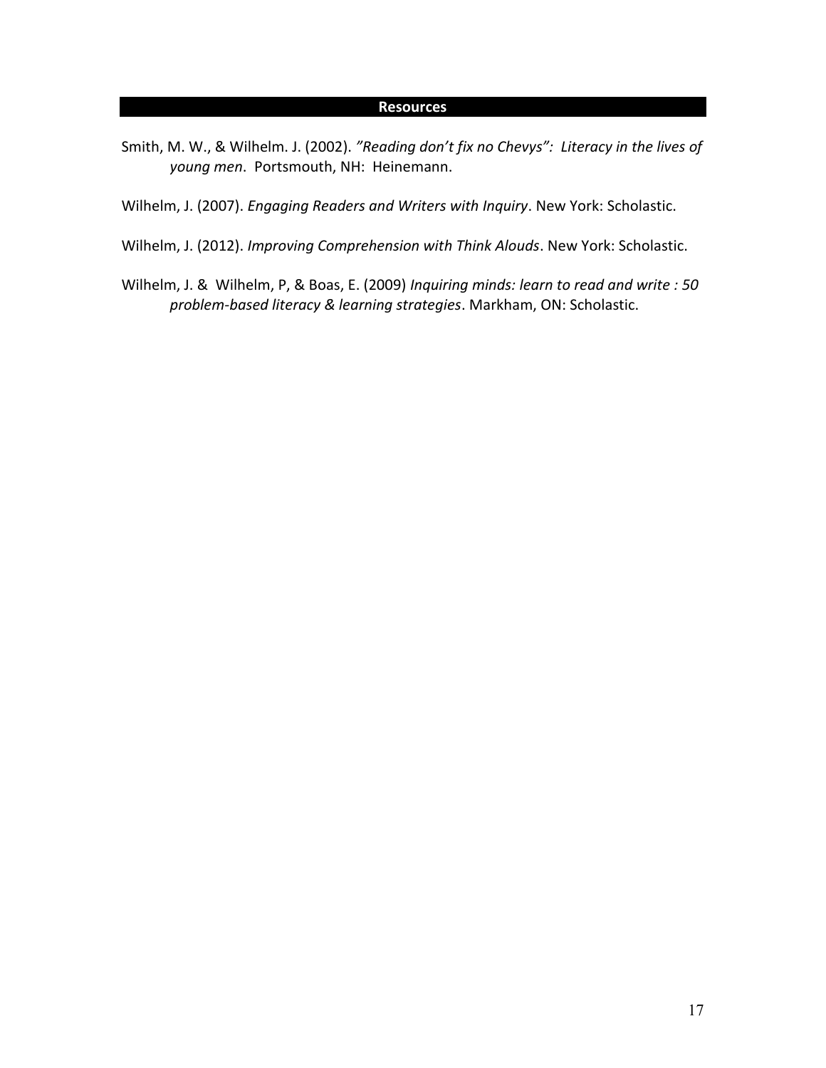## Resources

Smith, M. W., & Wilhelm. J. (2002). *"Reading don't fix no Chevys": Literacy in the lives of young men*. Portsmouth, NH: Heinemann.

Wilhelm, J. (2007). *Engaging Readers and Writers with Inquiry*. New York: Scholastic.

Wilhelm, J. (2012). *Improving Comprehension with Think Alouds*. New York: Scholastic.

Wilhelm, J. & Wilhelm, P, & Boas, E. (2009) *Inquiring minds: learn to read and write : 50 problem-based literacy & learning strategies*. Markham, ON: Scholastic.